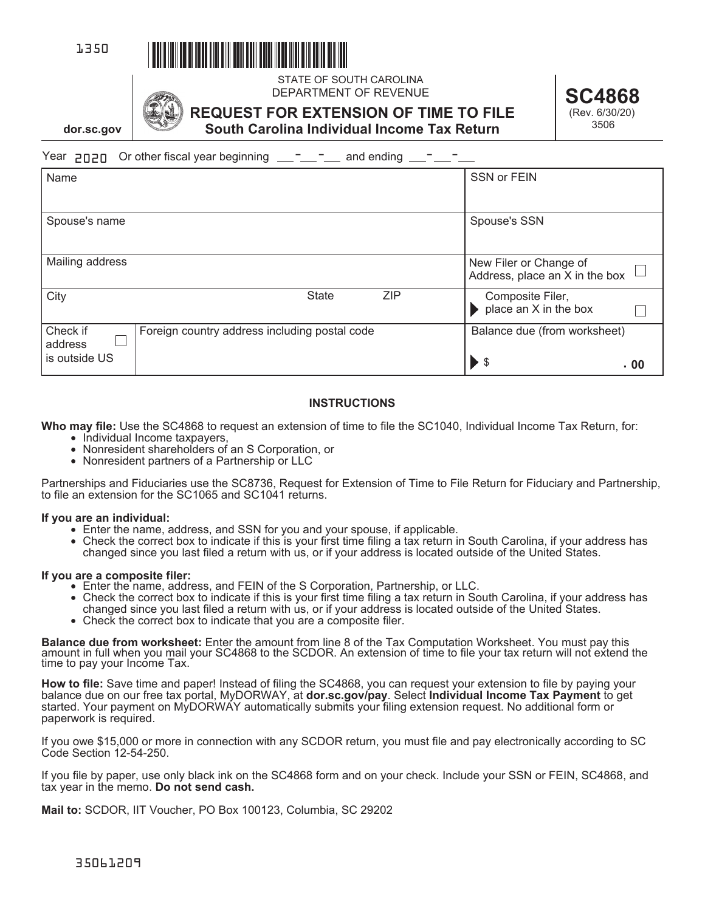1350

STATE OF SOUTH CAROLINA
DEPARTMENT OF REVENUE

# REQUEST FOR EXTENSION OF TIME TO FILE
## South Carolina Individual Income Tax Return

dor.sc.gov

**SC4868**
(Rev. 6/30/20)
3506

Year 2020 Or other fiscal year beginning \_\_-\_\_-\_\_ and ending \_\_-\_\_-\_\_

| | | | |
|---|---|---|---|
| Name | | | SSN or FEIN |
| Spouse's name | | | Spouse's SSN |
| Mailing address | | | New Filer or Change of Address, place an X in the box ☐ |
| City | State | ZIP | Composite Filer, place an X in the box ☐ |
| Check if address is outside US ☐ | Foreign country address including postal code | | Balance due (from worksheet) $ .00 |

### INSTRUCTIONS

**Who may file:** Use the SC4868 to request an extension of time to file the SC1040, Individual Income Tax Return, for:

- Individual Income taxpayers,
- Nonresident shareholders of an S Corporation, or
- Nonresident partners of a Partnership or LLC

Partnerships and Fiduciaries use the SC8736, Request for Extension of Time to File Return for Fiduciary and Partnership, to file an extension for the SC1065 and SC1041 returns.

**If you are an individual:**

- Enter the name, address, and SSN for you and your spouse, if applicable.
- Check the correct box to indicate if this is your first time filing a tax return in South Carolina, if your address has changed since you last filed a return with us, or if your address is located outside of the United States.

**If you are a composite filer:**

- Enter the name, address, and FEIN of the S Corporation, Partnership, or LLC.
- Check the correct box to indicate if this is your first time filing a tax return in South Carolina, if your address has changed since you last filed a return with us, or if your address is located outside of the United States.
- Check the correct box to indicate that you are a composite filer.

**Balance due from worksheet:** Enter the amount from line 8 of the Tax Computation Worksheet. You must pay this amount in full when you mail your SC4868 to the SCDOR. An extension of time to file your tax return will not extend the time to pay your Income Tax.

**How to file:** Save time and paper! Instead of filing the SC4868, you can request your extension to file by paying your balance due on our free tax portal, MyDORWAY, at **dor.sc.gov/pay**. Select **Individual Income Tax Payment** to get started. Your payment on MyDORWAY automatically submits your filing extension request. No additional form or paperwork is required.

If you owe $15,000 or more in connection with any SCDOR return, you must file and pay electronically according to SC Code Section 12-54-250.

If you file by paper, use only black ink on the SC4868 form and on your check. Include your SSN or FEIN, SC4868, and tax year in the memo. **Do not send cash.**

**Mail to:** SCDOR, IIT Voucher, PO Box 100123, Columbia, SC 29202

35061209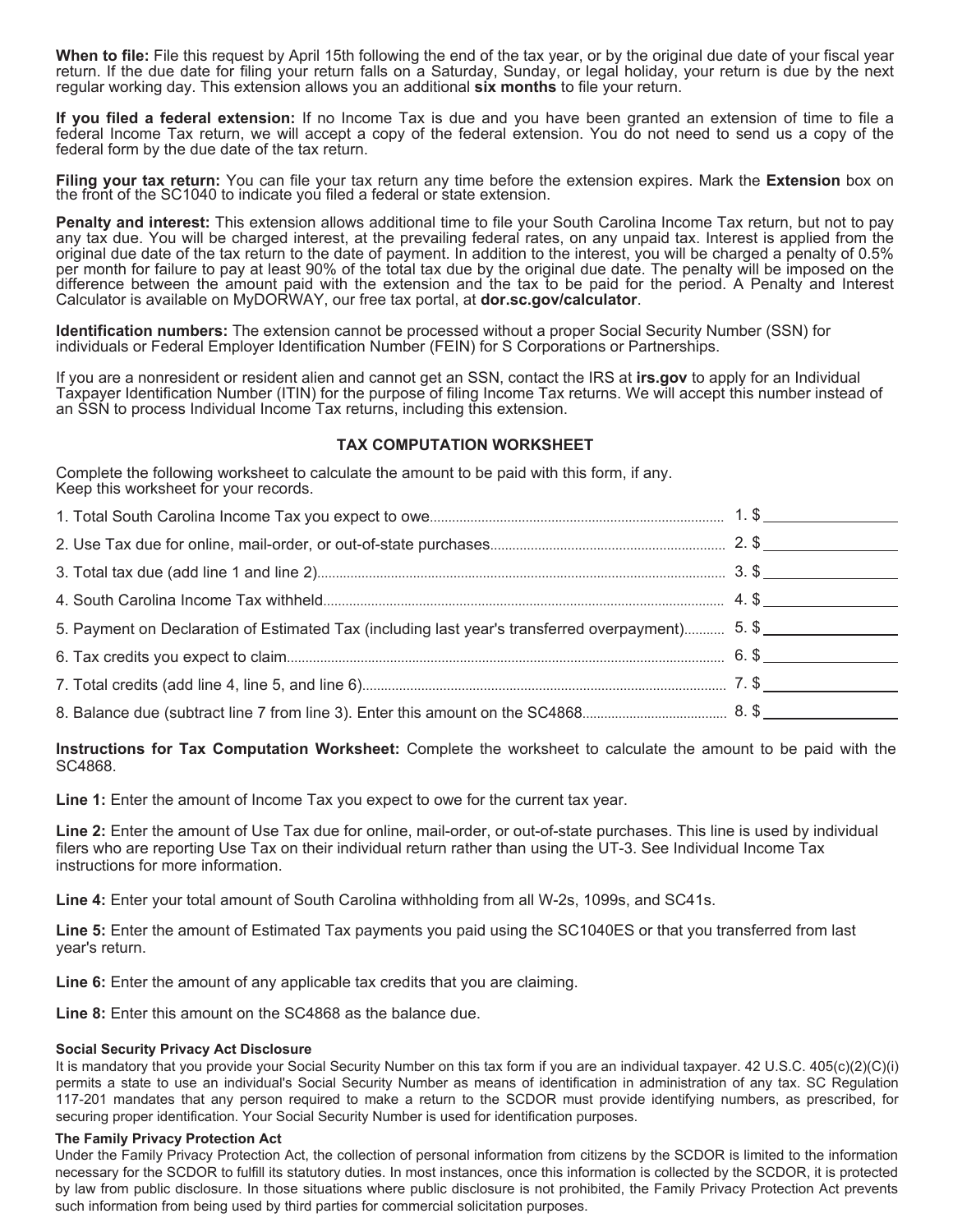**When to file:** File this request by April 15th following the end of the tax year, or by the original due date of your fiscal year return. If the due date for filing your return falls on a Saturday, Sunday, or legal holiday, your return is due by the next regular working day. This extension allows you an additional **six months** to file your return.

**If you filed a federal extension:** If no Income Tax is due and you have been granted an extension of time to file a federal Income Tax return, we will accept a copy of the federal extension. You do not need to send us a copy of the federal form by the due date of the tax return.

**Filing your tax return:** You can file your tax return any time before the extension expires. Mark the **Extension** box on the front of the SC1040 to indicate you filed a federal or state extension.

**Penalty and interest:** This extension allows additional time to file your South Carolina Income Tax return, but not to pay any tax due. You will be charged interest, at the prevailing federal rates, on any unpaid tax. Interest is applied from the original due date of the tax return to the date of payment. In addition to the interest, you will be charged a penalty of 0.5% per month for failure to pay at least 90% of the total tax due by the original due date. The penalty will be imposed on the difference between the amount paid with the extension and the tax to be paid for the period. A Penalty and Interest Calculator is available on MyDORWAY, our free tax portal, at **dor.sc.gov/calculator**.

**Identification numbers:** The extension cannot be processed without a proper Social Security Number (SSN) for individuals or Federal Employer Identification Number (FEIN) for S Corporations or Partnerships.

If you are a nonresident or resident alien and cannot get an SSN, contact the IRS at **irs.gov** to apply for an Individual Taxpayer Identification Number (ITIN) for the purpose of filing Income Tax returns. We will accept this number instead of an SSN to process Individual Income Tax returns, including this extension.

## TAX COMPUTATION WORKSHEET

Complete the following worksheet to calculate the amount to be paid with this form, if any.
Keep this worksheet for your records.

| | |
|---|---|
| 1. Total South Carolina Income Tax you expect to owe | 1. $ |
| 2. Use Tax due for online, mail-order, or out-of-state purchases | 2. $ |
| 3. Total tax due (add line 1 and line 2) | 3. $ |
| 4. South Carolina Income Tax withheld | 4. $ |
| 5. Payment on Declaration of Estimated Tax (including last year's transferred overpayment) | 5. $ |
| 6. Tax credits you expect to claim | 6. $ |
| 7. Total credits (add line 4, line 5, and line 6) | 7. $ |
| 8. Balance due (subtract line 7 from line 3). Enter this amount on the SC4868 | 8. $ |

**Instructions for Tax Computation Worksheet:** Complete the worksheet to calculate the amount to be paid with the SC4868.

**Line 1:** Enter the amount of Income Tax you expect to owe for the current tax year.

**Line 2:** Enter the amount of Use Tax due for online, mail-order, or out-of-state purchases. This line is used by individual filers who are reporting Use Tax on their individual return rather than using the UT-3. See Individual Income Tax instructions for more information.

**Line 4:** Enter your total amount of South Carolina withholding from all W-2s, 1099s, and SC41s.

**Line 5:** Enter the amount of Estimated Tax payments you paid using the SC1040ES or that you transferred from last year's return.

**Line 6:** Enter the amount of any applicable tax credits that you are claiming.

**Line 8:** Enter this amount on the SC4868 as the balance due.

#### Social Security Privacy Act Disclosure

It is mandatory that you provide your Social Security Number on this tax form if you are an individual taxpayer. 42 U.S.C. 405(c)(2)(C)(i) permits a state to use an individual's Social Security Number as means of identification in administration of any tax. SC Regulation 117-201 mandates that any person required to make a return to the SCDOR must provide identifying numbers, as prescribed, for securing proper identification. Your Social Security Number is used for identification purposes.

#### The Family Privacy Protection Act

Under the Family Privacy Protection Act, the collection of personal information from citizens by the SCDOR is limited to the information necessary for the SCDOR to fulfill its statutory duties. In most instances, once this information is collected by the SCDOR, it is protected by law from public disclosure. In those situations where public disclosure is not prohibited, the Family Privacy Protection Act prevents such information from being used by third parties for commercial solicitation purposes.